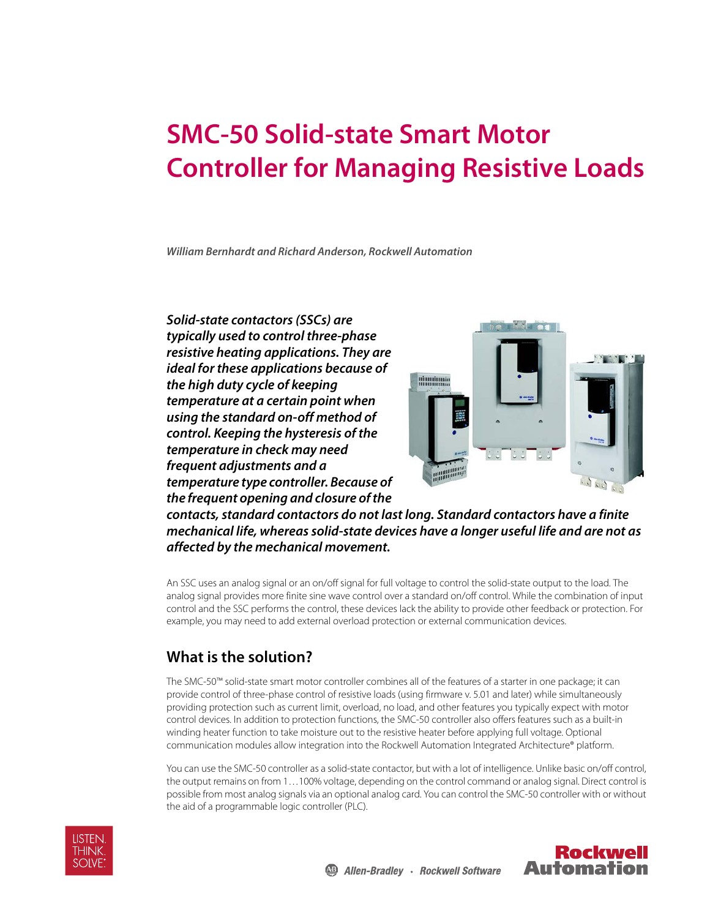# SMC-50 Solid-state Smart Motor Controller for Managing Resistive Loads

*William Bernhardt and Richard Anderson, Rockwell Automation*

***Solid-state contactors (SSCs) are typically used to control three-phase resistive heating applications. They are ideal for these applications because of the high duty cycle of keeping temperature at a certain point when using the standard on-off method of control. Keeping the hysteresis of the temperature in check may need frequent adjustments and a temperature type controller. Because of the frequent opening and closure of the contacts, standard contactors do not last long. Standard contactors have a finite mechanical life, whereas solid-state devices have a longer useful life and are not as affected by the mechanical movement.***

An SSC uses an analog signal or an on/off signal for full voltage to control the solid-state output to the load. The analog signal provides more finite sine wave control over a standard on/off control. While the combination of input control and the SSC performs the control, these devices lack the ability to provide other feedback or protection. For example, you may need to add external overload protection or external communication devices.

## What is the solution?

The SMC-50™ solid-state smart motor controller combines all of the features of a starter in one package; it can provide control of three-phase control of resistive loads (using firmware v. 5.01 and later) while simultaneously providing protection such as current limit, overload, no load, and other features you typically expect with motor control devices. In addition to protection functions, the SMC-50 controller also offers features such as a built-in winding heater function to take moisture out to the resistive heater before applying full voltage. Optional communication modules allow integration into the Rockwell Automation Integrated Architecture® platform.

You can use the SMC-50 controller as a solid-state contactor, but with a lot of intelligence. Unlike basic on/off control, the output remains on from 1…100% voltage, depending on the control command or analog signal. Direct control is possible from most analog signals via an optional analog card. You can control the SMC-50 controller with or without the aid of a programmable logic controller (PLC).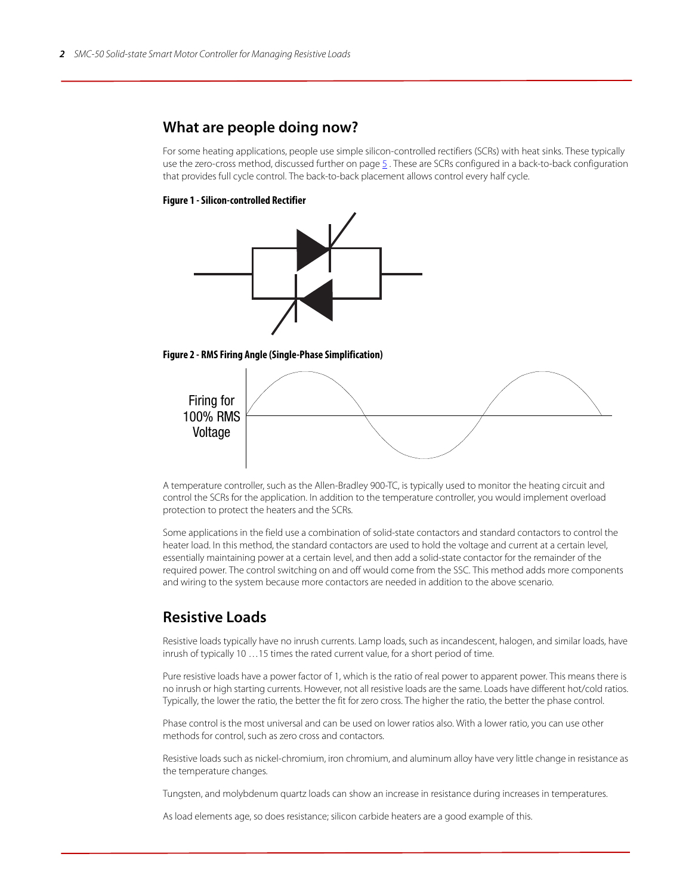## What are people doing now?

For some heating applications, people use simple silicon-controlled rectifiers (SCRs) with heat sinks. These typically use the zero-cross method, discussed further on page 5 . These are SCRs configured in a back-to-back configuration that provides full cycle control. The back-to-back placement allows control every half cycle.

**Figure 1 - Silicon-controlled Rectifier**

**Figure 2 - RMS Firing Angle (Single-Phase Simplification)**

Firing for 100% RMS Voltage

A temperature controller, such as the Allen-Bradley 900-TC, is typically used to monitor the heating circuit and control the SCRs for the application. In addition to the temperature controller, you would implement overload protection to protect the heaters and the SCRs.

Some applications in the field use a combination of solid-state contactors and standard contactors to control the heater load. In this method, the standard contactors are used to hold the voltage and current at a certain level, essentially maintaining power at a certain level, and then add a solid-state contactor for the remainder of the required power. The control switching on and off would come from the SSC. This method adds more components and wiring to the system because more contactors are needed in addition to the above scenario.

## Resistive Loads

Resistive loads typically have no inrush currents. Lamp loads, such as incandescent, halogen, and similar loads, have inrush of typically 10 …15 times the rated current value, for a short period of time.

Pure resistive loads have a power factor of 1, which is the ratio of real power to apparent power. This means there is no inrush or high starting currents. However, not all resistive loads are the same. Loads have different hot/cold ratios. Typically, the lower the ratio, the better the fit for zero cross. The higher the ratio, the better the phase control.

Phase control is the most universal and can be used on lower ratios also. With a lower ratio, you can use other methods for control, such as zero cross and contactors.

Resistive loads such as nickel-chromium, iron chromium, and aluminum alloy have very little change in resistance as the temperature changes.

Tungsten, and molybdenum quartz loads can show an increase in resistance during increases in temperatures.

As load elements age, so does resistance; silicon carbide heaters are a good example of this.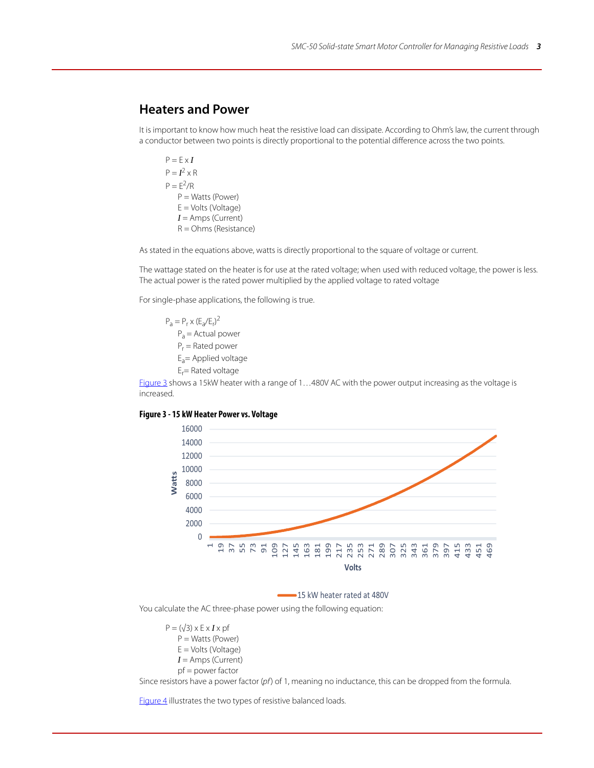## Heaters and Power

It is important to know how much heat the resistive load can dissipate. According to Ohm's law, the current through a conductor between two points is directly proportional to the potential difference across the two points.

$P = E \times I$
$P = I^2 \times R$
$P = E^2/R$

- P = Watts (Power)
- E = Volts (Voltage)
- $I$ = Amps (Current)
- R = Ohms (Resistance)

As stated in the equations above, watts is directly proportional to the square of voltage or current.

The wattage stated on the heater is for use at the rated voltage; when used with reduced voltage, the power is less. The actual power is the rated power multiplied by the applied voltage to rated voltage

For single-phase applications, the following is true.

$P_a = P_r \times (E_a/E_r)^2$

- $P_a$ = Actual power
- $P_r$ = Rated power
- $E_a$= Applied voltage
- $E_r$= Rated voltage

Figure 3 shows a 15kW heater with a range of 1…480V AC with the power output increasing as the voltage is increased.

**Figure 3 - 15 kW Heater Power vs. Voltage**

You calculate the AC three-phase power using the following equation:

$P = (\sqrt{3}) \times E \times I \times pf$

- P = Watts (Power)
- E = Volts (Voltage)
- $I$ = Amps (Current)
- pf = power factor

Since resistors have a power factor (*pf*) of 1, meaning no inductance, this can be dropped from the formula.

Figure 4 illustrates the two types of resistive balanced loads.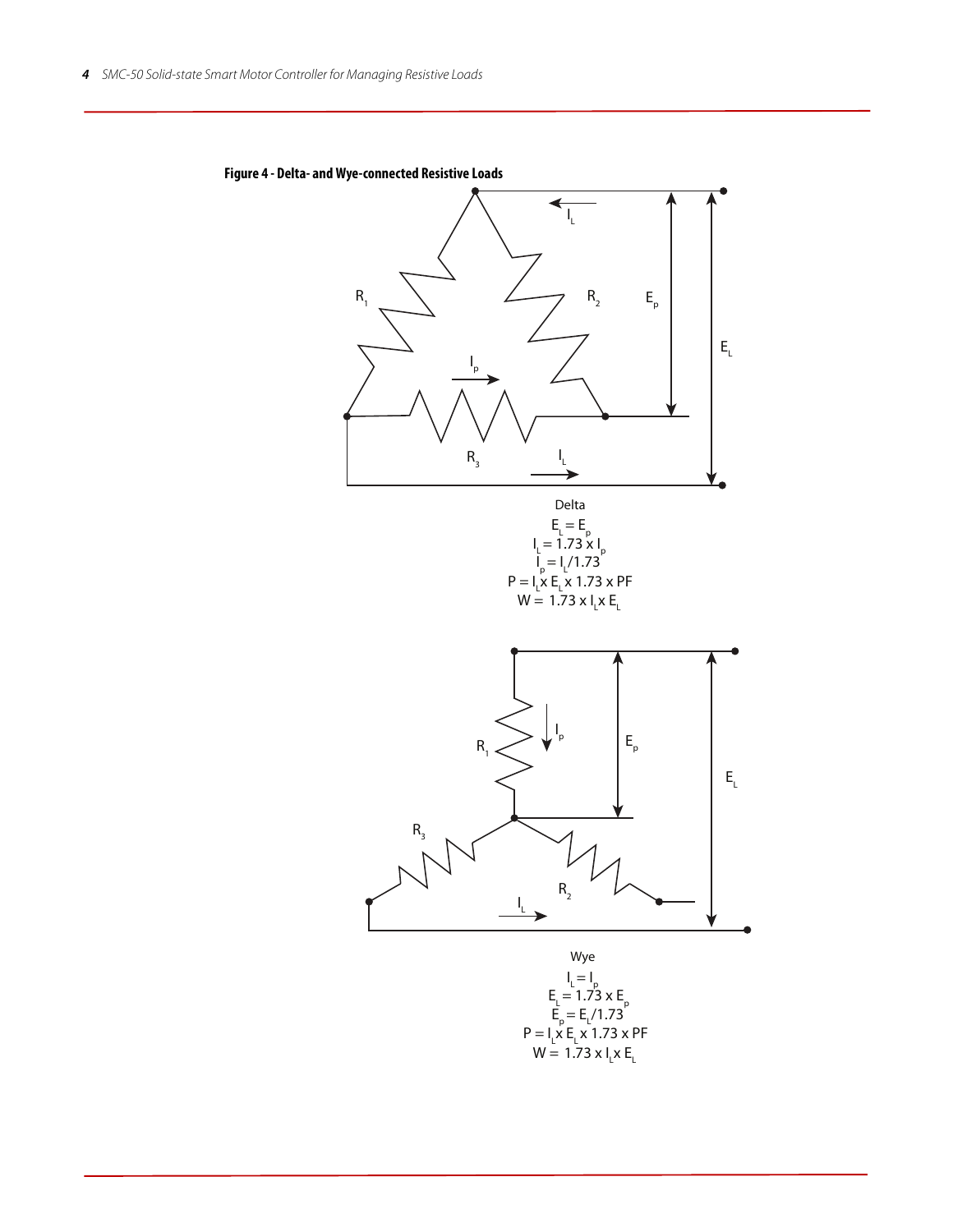**Figure 4 - Delta- and Wye-connected Resistive Loads**

Delta

$E_L = E_p$

$I_L = 1.73 \times I_p$

$I_p = I_L/1.73$

$P = I_L \times E_L \times 1.73 \times PF$

$W = 1.73 \times I_L \times E_L$

Wye

$I_L = I_p$

$E_L = 1.73 \times E_p$

$E_p = E_L/1.73$

$P = I_L \times E_L \times 1.73 \times PF$

$W = 1.73 \times I_L \times E_L$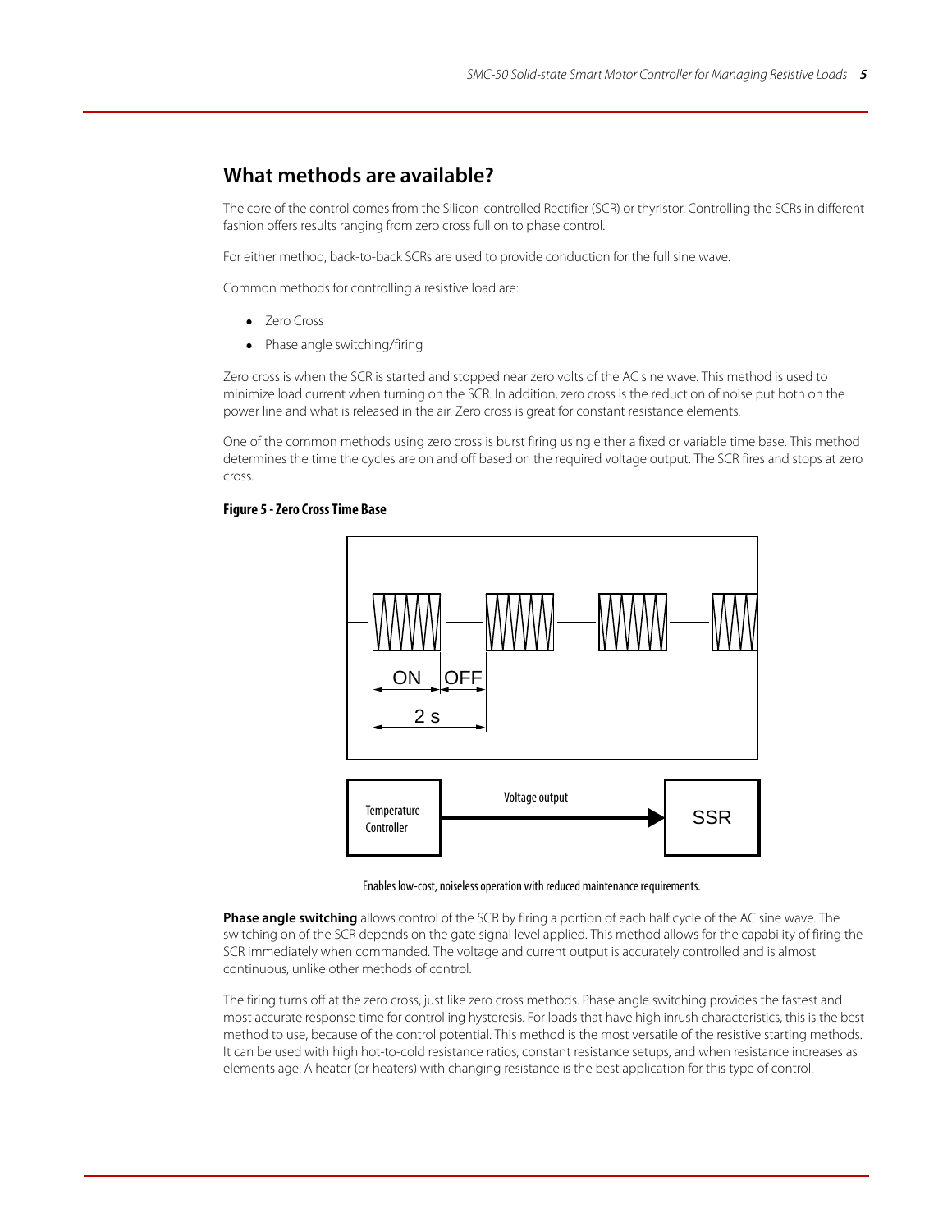## What methods are available?

The core of the control comes from the Silicon-controlled Rectifier (SCR) or thyristor. Controlling the SCRs in different fashion offers results ranging from zero cross full on to phase control.

For either method, back-to-back SCRs are used to provide conduction for the full sine wave.

Common methods for controlling a resistive load are:

- Zero Cross
- Phase angle switching/firing

Zero cross is when the SCR is started and stopped near zero volts of the AC sine wave. This method is used to minimize load current when turning on the SCR. In addition, zero cross is the reduction of noise put both on the power line and what is released in the air. Zero cross is great for constant resistance elements.

One of the common methods using zero cross is burst firing using either a fixed or variable time base. This method determines the time the cycles are on and off based on the required voltage output. The SCR fires and stops at zero cross.

**Figure 5 - Zero Cross Time Base**

ON OFF 2 s

Temperature Controller → Voltage output → SSR

Enables low-cost, noiseless operation with reduced maintenance requirements.

**Phase angle switching** allows control of the SCR by firing a portion of each half cycle of the AC sine wave. The switching on of the SCR depends on the gate signal level applied. This method allows for the capability of firing the SCR immediately when commanded. The voltage and current output is accurately controlled and is almost continuous, unlike other methods of control.

The firing turns off at the zero cross, just like zero cross methods. Phase angle switching provides the fastest and most accurate response time for controlling hysteresis. For loads that have high inrush characteristics, this is the best method to use, because of the control potential. This method is the most versatile of the resistive starting methods. It can be used with high hot-to-cold resistance ratios, constant resistance setups, and when resistance increases as elements age. A heater (or heaters) with changing resistance is the best application for this type of control.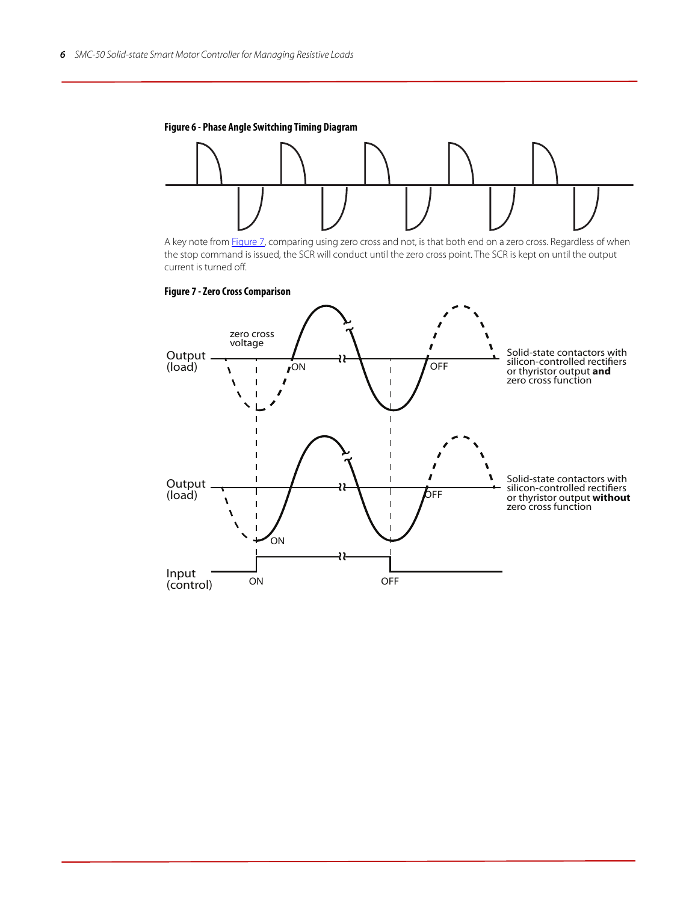**Figure 6 - Phase Angle Switching Timing Diagram**

A key note from Figure 7, comparing using zero cross and not, is that both end on a zero cross. Regardless of when the stop command is issued, the SCR will conduct until the zero cross point. The SCR is kept on until the output current is turned off.

**Figure 7 - Zero Cross Comparison**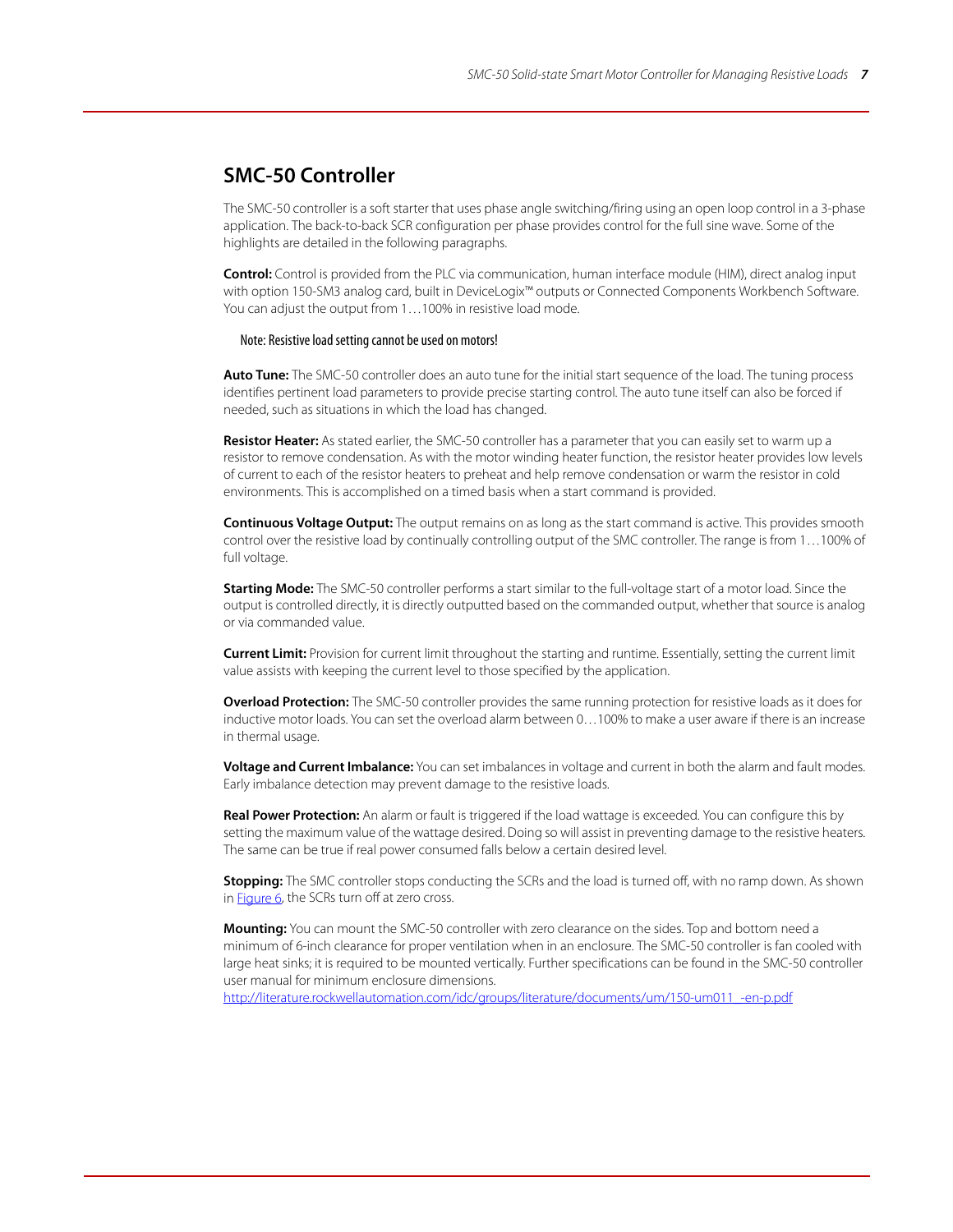## SMC-50 Controller

The SMC-50 controller is a soft starter that uses phase angle switching/firing using an open loop control in a 3-phase application. The back-to-back SCR configuration per phase provides control for the full sine wave. Some of the highlights are detailed in the following paragraphs.

**Control:** Control is provided from the PLC via communication, human interface module (HIM), direct analog input with option 150-SM3 analog card, built in DeviceLogix™ outputs or Connected Components Workbench Software. You can adjust the output from 1…100% in resistive load mode.

Note: Resistive load setting cannot be used on motors!

**Auto Tune:** The SMC-50 controller does an auto tune for the initial start sequence of the load. The tuning process identifies pertinent load parameters to provide precise starting control. The auto tune itself can also be forced if needed, such as situations in which the load has changed.

**Resistor Heater:** As stated earlier, the SMC-50 controller has a parameter that you can easily set to warm up a resistor to remove condensation. As with the motor winding heater function, the resistor heater provides low levels of current to each of the resistor heaters to preheat and help remove condensation or warm the resistor in cold environments. This is accomplished on a timed basis when a start command is provided.

**Continuous Voltage Output:** The output remains on as long as the start command is active. This provides smooth control over the resistive load by continually controlling output of the SMC controller. The range is from 1…100% of full voltage.

**Starting Mode:** The SMC-50 controller performs a start similar to the full-voltage start of a motor load. Since the output is controlled directly, it is directly outputted based on the commanded output, whether that source is analog or via commanded value.

**Current Limit:** Provision for current limit throughout the starting and runtime. Essentially, setting the current limit value assists with keeping the current level to those specified by the application.

**Overload Protection:** The SMC-50 controller provides the same running protection for resistive loads as it does for inductive motor loads. You can set the overload alarm between 0…100% to make a user aware if there is an increase in thermal usage.

**Voltage and Current Imbalance:** You can set imbalances in voltage and current in both the alarm and fault modes. Early imbalance detection may prevent damage to the resistive loads.

**Real Power Protection:** An alarm or fault is triggered if the load wattage is exceeded. You can configure this by setting the maximum value of the wattage desired. Doing so will assist in preventing damage to the resistive heaters. The same can be true if real power consumed falls below a certain desired level.

**Stopping:** The SMC controller stops conducting the SCRs and the load is turned off, with no ramp down. As shown in Figure 6, the SCRs turn off at zero cross.

**Mounting:** You can mount the SMC-50 controller with zero clearance on the sides. Top and bottom need a minimum of 6-inch clearance for proper ventilation when in an enclosure. The SMC-50 controller is fan cooled with large heat sinks; it is required to be mounted vertically. Further specifications can be found in the SMC-50 controller user manual for minimum enclosure dimensions.
http://literature.rockwellautomation.com/idc/groups/literature/documents/um/150-um011_-en-p.pdf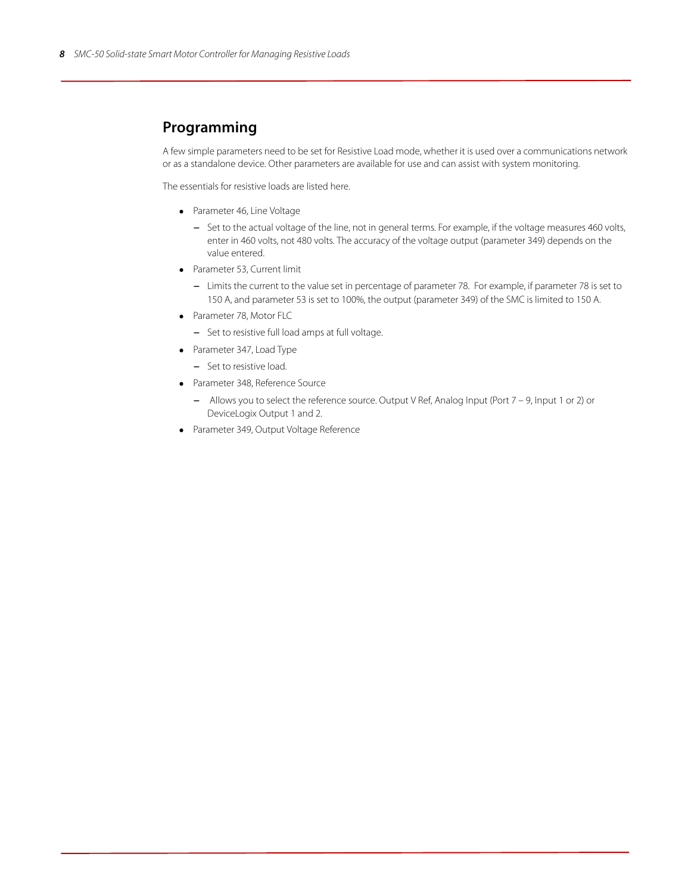## Programming

A few simple parameters need to be set for Resistive Load mode, whether it is used over a communications network or as a standalone device. Other parameters are available for use and can assist with system monitoring.

The essentials for resistive loads are listed here.

- Parameter 46, Line Voltage
  - Set to the actual voltage of the line, not in general terms. For example, if the voltage measures 460 volts, enter in 460 volts, not 480 volts. The accuracy of the voltage output (parameter 349) depends on the value entered.
- Parameter 53, Current limit
  - Limits the current to the value set in percentage of parameter 78. For example, if parameter 78 is set to 150 A, and parameter 53 is set to 100%, the output (parameter 349) of the SMC is limited to 150 A.
- Parameter 78, Motor FLC
  - Set to resistive full load amps at full voltage.
- Parameter 347, Load Type
  - Set to resistive load.
- Parameter 348, Reference Source
  - Allows you to select the reference source. Output V Ref, Analog Input (Port 7 – 9, Input 1 or 2) or DeviceLogix Output 1 and 2.
- Parameter 349, Output Voltage Reference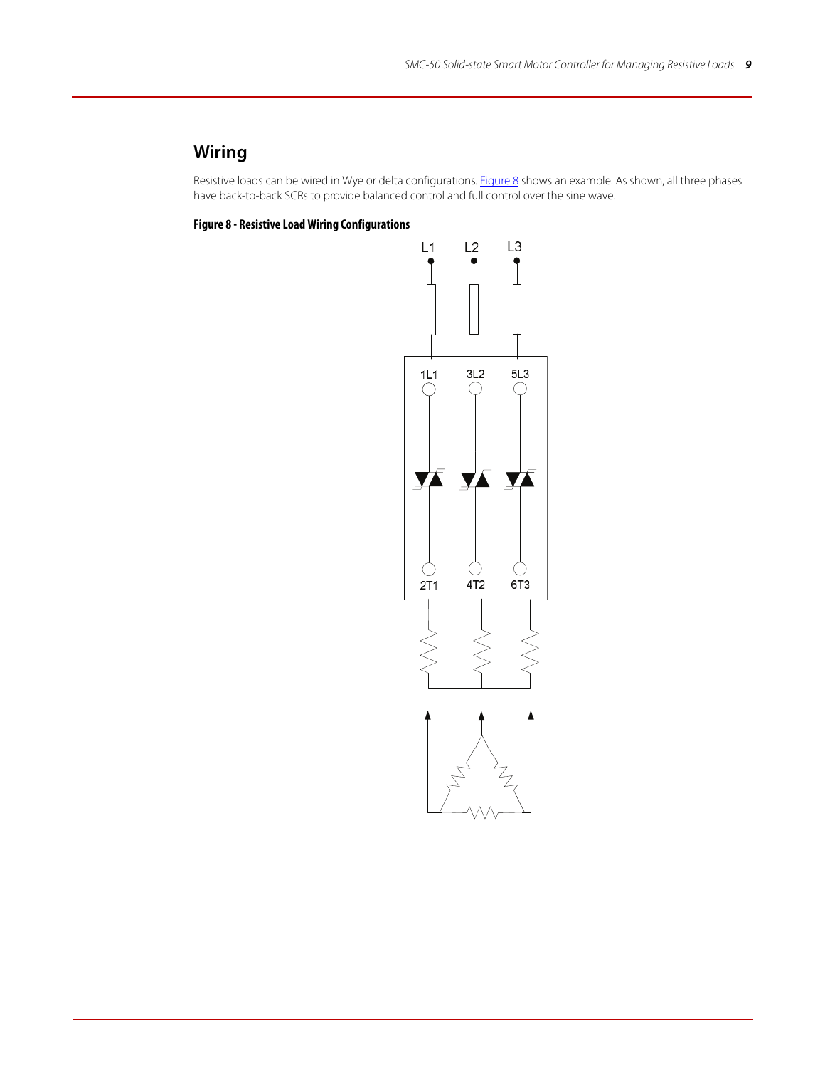## Wiring

Resistive loads can be wired in Wye or delta configurations. Figure 8 shows an example. As shown, all three phases have back-to-back SCRs to provide balanced control and full control over the sine wave.

**Figure 8 - Resistive Load Wiring Configurations**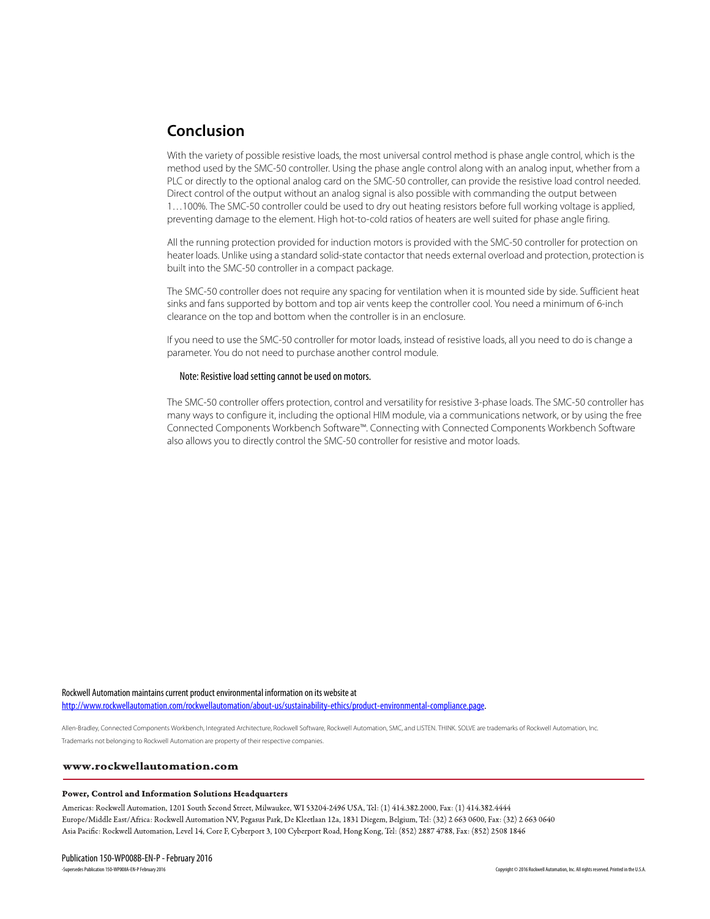## Conclusion

With the variety of possible resistive loads, the most universal control method is phase angle control, which is the method used by the SMC-50 controller. Using the phase angle control along with an analog input, whether from a PLC or directly to the optional analog card on the SMC-50 controller, can provide the resistive load control needed. Direct control of the output without an analog signal is also possible with commanding the output between 1…100%. The SMC-50 controller could be used to dry out heating resistors before full working voltage is applied, preventing damage to the element. High hot-to-cold ratios of heaters are well suited for phase angle firing.

All the running protection provided for induction motors is provided with the SMC-50 controller for protection on heater loads. Unlike using a standard solid-state contactor that needs external overload and protection, protection is built into the SMC-50 controller in a compact package.

The SMC-50 controller does not require any spacing for ventilation when it is mounted side by side. Sufficient heat sinks and fans supported by bottom and top air vents keep the controller cool. You need a minimum of 6-inch clearance on the top and bottom when the controller is in an enclosure.

If you need to use the SMC-50 controller for motor loads, instead of resistive loads, all you need to do is change a parameter. You do not need to purchase another control module.

Note: Resistive load setting cannot be used on motors.

The SMC-50 controller offers protection, control and versatility for resistive 3-phase loads. The SMC-50 controller has many ways to configure it, including the optional HIM module, via a communications network, or by using the free Connected Components Workbench Software™. Connecting with Connected Components Workbench Software also allows you to directly control the SMC-50 controller for resistive and motor loads.

Rockwell Automation maintains current product environmental information on its website at
http://www.rockwellautomation.com/rockwellautomation/about-us/sustainability-ethics/product-environmental-compliance.page.

Allen-Bradley, Connected Components Workbench, Integrated Architecture, Rockwell Software, Rockwell Automation, SMC, and LISTEN. THINK. SOLVE are trademarks of Rockwell Automation, Inc.
Trademarks not belonging to Rockwell Automation are property of their respective companies.

**www.rockwellautomation.com**

**Power, Control and Information Solutions Headquarters**

Americas: Rockwell Automation, 1201 South Second Street, Milwaukee, WI 53204-2496 USA, Tel: (1) 414.382.2000, Fax: (1) 414.382.4444
Europe/Middle East/Africa: Rockwell Automation NV, Pegasus Park, De Kleetlaan 12a, 1831 Diegem, Belgium, Tel: (32) 2 663 0600, Fax: (32) 2 663 0640
Asia Pacific: Rockwell Automation, Level 14, Core F, Cyberport 3, 100 Cyberport Road, Hong Kong, Tel: (852) 2887 4788, Fax: (852) 2508 1846

Publication 150-WP008B-EN-P - February 2016
-Supersedes Publication 150-WP008A-EN-P February 2016

Copyright © 2016 Rockwell Automation, Inc. All rights reserved. Printed in the U.S.A.